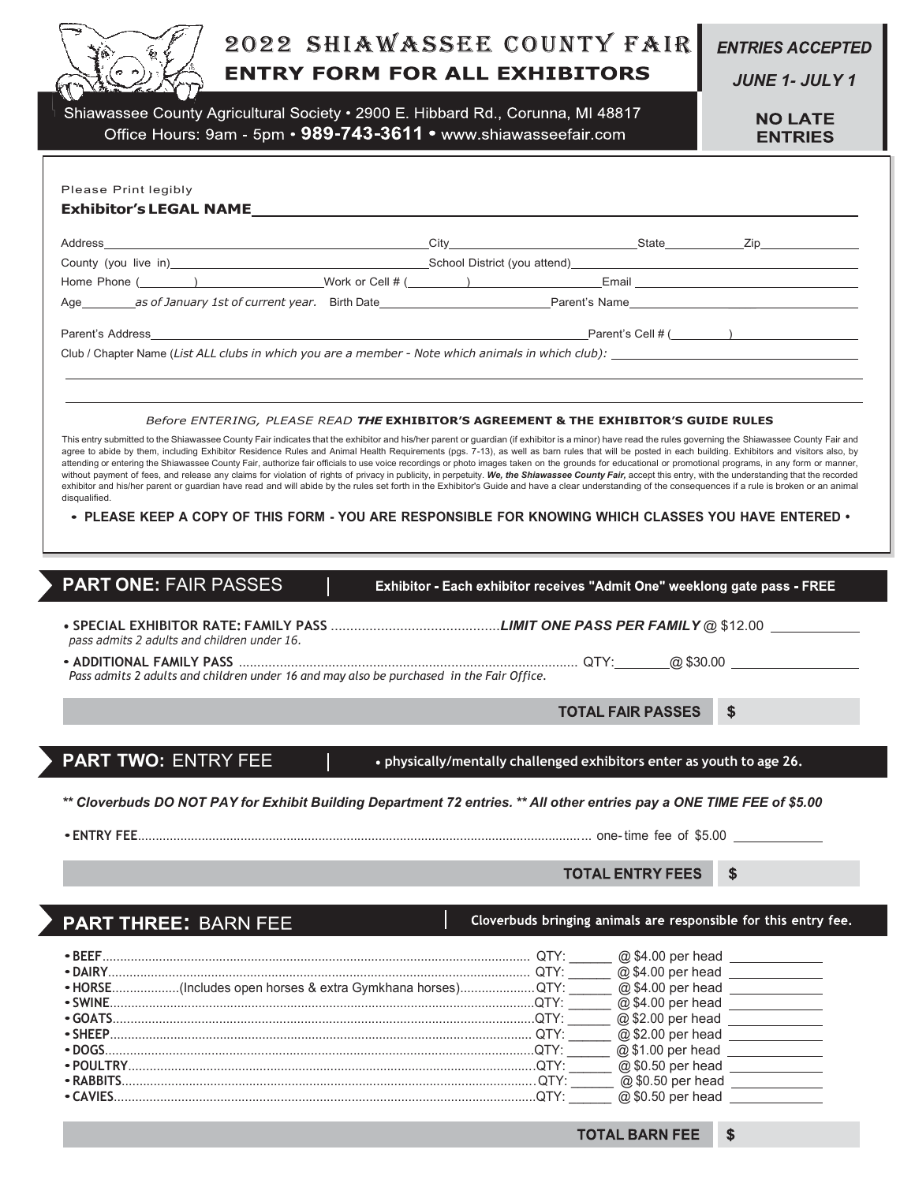# 2022 SHIAWASSEE COUNTY FAIR

## ENTRY FORM FOR ALL EXHIBITORS

**ENTRIES ACCEPTED JUNE 1- JULY 1**

**NO LATE ENTRIES**

Shiawassee County Agricultural Society • 2900 E. Hibbard Rd., Corunna, MI 48817
Office Hours: 9am - 5pm • **989-743-3611** • www.shiawasseefair.com

Please Print legibly

**Exhibitor's LEGAL NAME** ______________________________

Address ______________________ City ______________ State ________ Zip ________

County (you live in) ______________________ School District (you attend) ______________________

Home Phone ( ______ ) ____________ Work or Cell # ( ______ ) ____________ Email ______________

Age ______ *as of January 1st of current year.* Birth Date ______________ Parent's Name ______________

Parent's Address ______________________________ Parent's Cell # ( ______ ) ____________

Club / Chapter Name (*List ALL clubs in which you are a member - Note which animals in which club):* ______________________________

*Before ENTERING, PLEASE READ* ***THE*** **EXHIBITOR'S AGREEMENT & THE EXHIBITOR'S GUIDE RULES**

This entry submitted to the Shiawassee County Fair indicates that the exhibitor and his/her parent or guardian (if exhibitor is a minor) have read the rules governing the Shiawassee County Fair and agree to abide by them, including Exhibitor Residence Rules and Animal Health Requirements (pgs. 7-13), as well as barn rules that will be posted in each building. Exhibitors and visitors also, by attending or entering the Shiawassee County Fair, authorize fair officials to use voice recordings or photo images taken on the grounds for educational or promotional programs, in any form or manner, without payment of fees, and release any claims for violation of rights of privacy in publicity, in perpetuity. ***We, the Shiawassee County Fair,*** accept this entry, with the understanding that the recorded exhibitor and his/her parent or guardian have read and will abide by the rules set forth in the Exhibitor's Guide and have a clear understanding of the consequences if a rule is broken or an animal disqualified.

**• PLEASE KEEP A COPY OF THIS FORM - YOU ARE RESPONSIBLE FOR KNOWING WHICH CLASSES YOU HAVE ENTERED •**

## PART ONE: FAIR PASSES

**Exhibitor - Each exhibitor receives "Admit One" weeklong gate pass - FREE**

- **SPECIAL EXHIBITOR RATE: FAMILY PASS** ........ ***LIMIT ONE PASS PER FAMILY*** @ $12.00 ________
  *pass admits 2 adults and children under 16.*
- **ADDITIONAL FAMILY PASS** ........ QTY: ______ @ $30.00 ________
  *Pass admits 2 adults and children under 16 and may also be purchased in the Fair Office.*

**TOTAL FAIR PASSES $**

## PART TWO: ENTRY FEE

**• physically/mentally challenged exhibitors enter as youth to age 26.**

***\*\* Cloverbuds DO NOT PAY for Exhibit Building Department 72 entries. \*\* All other entries pay a ONE TIME FEE of $5.00***

- **ENTRY FEE** ........ one-time fee of $5.00 ________

**TOTAL ENTRY FEES $**

## PART THREE: BARN FEE

**Cloverbuds bringing animals are responsible for this entry fee.**

| Animal | QTY | Rate | Amount |
|---|---|---|---|
| • **BEEF** | QTY: ______ | @ $4.00 per head | ________ |
| • **DAIRY** | QTY: ______ | @ $4.00 per head | ________ |
| • **HORSE** (Includes open horses & extra Gymkhana horses) | QTY: ______ | @ $4.00 per head | ________ |
| • **SWINE** | QTY: ______ | @ $4.00 per head | ________ |
| • **GOATS** | QTY: ______ | @ $2.00 per head | ________ |
| • **SHEEP** | QTY: ______ | @ $2.00 per head | ________ |
| • **DOGS** | QTY: ______ | @ $1.00 per head | ________ |
| • **POULTRY** | QTY: ______ | @ $0.50 per head | ________ |
| • **RABBITS** | QTY: ______ | @ $0.50 per head | ________ |
| • **CAVIES** | QTY: ______ | @ $0.50 per head | ________ |

**TOTAL BARN FEE $**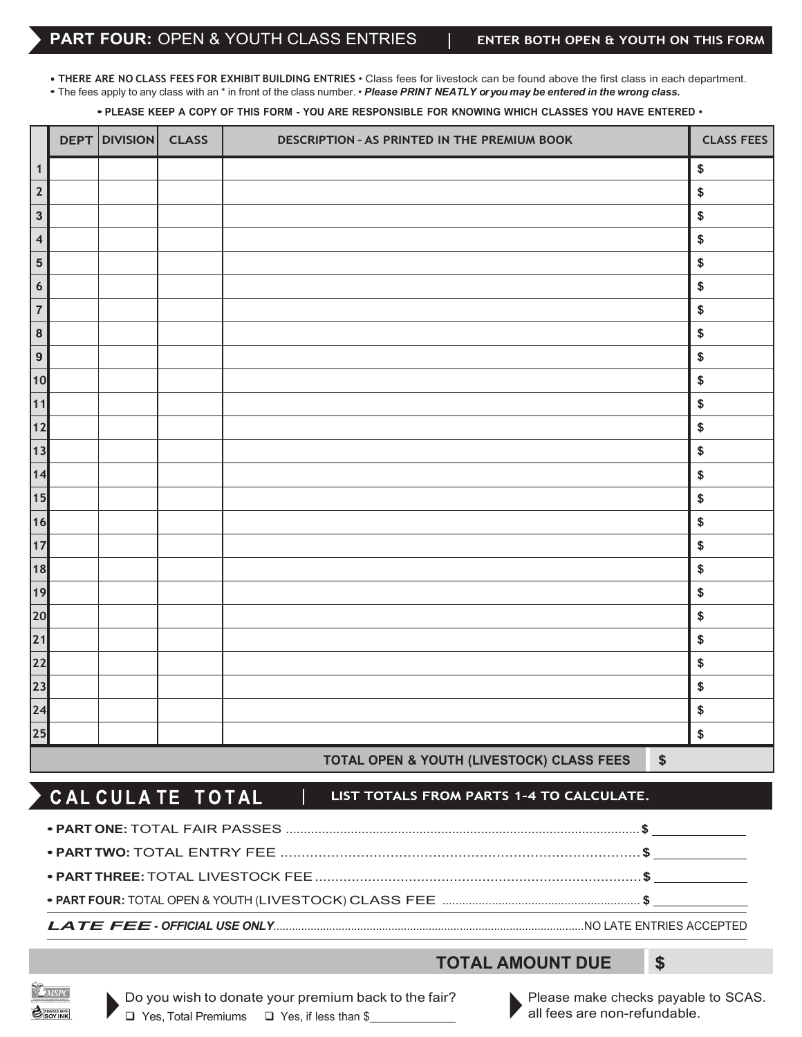## PART FOUR: OPEN & YOUTH CLASS ENTRIES | ENTER BOTH OPEN & YOUTH ON THIS FORM

- **THERE ARE NO CLASS FEES FOR EXHIBIT BUILDING ENTRIES** • Class fees for livestock can be found above the first class in each department.
- The fees apply to any class with an * in front of the class number. • ***Please PRINT NEATLY or you may be entered in the wrong class.***

**• PLEASE KEEP A COPY OF THIS FORM - YOU ARE RESPONSIBLE FOR KNOWING WHICH CLASSES YOU HAVE ENTERED •**

| | DEPT | DIVISION | CLASS | DESCRIPTION - AS PRINTED IN THE PREMIUM BOOK | CLASS FEES |
|---|---|---|---|---|---|
| 1 | | | | | $ |
| 2 | | | | | $ |
| 3 | | | | | $ |
| 4 | | | | | $ |
| 5 | | | | | $ |
| 6 | | | | | $ |
| 7 | | | | | $ |
| 8 | | | | | $ |
| 9 | | | | | $ |
| 10 | | | | | $ |
| 11 | | | | | $ |
| 12 | | | | | $ |
| 13 | | | | | $ |
| 14 | | | | | $ |
| 15 | | | | | $ |
| 16 | | | | | $ |
| 17 | | | | | $ |
| 18 | | | | | $ |
| 19 | | | | | $ |
| 20 | | | | | $ |
| 21 | | | | | $ |
| 22 | | | | | $ |
| 23 | | | | | $ |
| 24 | | | | | $ |
| 25 | | | | | $ |
| | | | | **TOTAL OPEN & YOUTH (LIVESTOCK) CLASS FEES** | $ |

## CALCULATE TOTAL | LIST TOTALS FROM PARTS 1-4 TO CALCULATE.

- **PART ONE:** TOTAL FAIR PASSES .................................................... $ ________
- **PART TWO:** TOTAL ENTRY FEE .................................................... $ ________
- **PART THREE:** TOTAL LIVESTOCK FEE .................................................... $ ________
- **PART FOUR:** TOTAL OPEN & YOUTH (LIVESTOCK) CLASS FEE .................................................... $ ________

***LATE FEE - OFFICIAL USE ONLY***.................................................... NO LATE ENTRIES ACCEPTED

**TOTAL AMOUNT DUE** $

Do you wish to donate your premium back to the fair?
❑ Yes, Total Premiums ❑ Yes, if less than $________

Please make checks payable to SCAS. all fees are non-refundable.